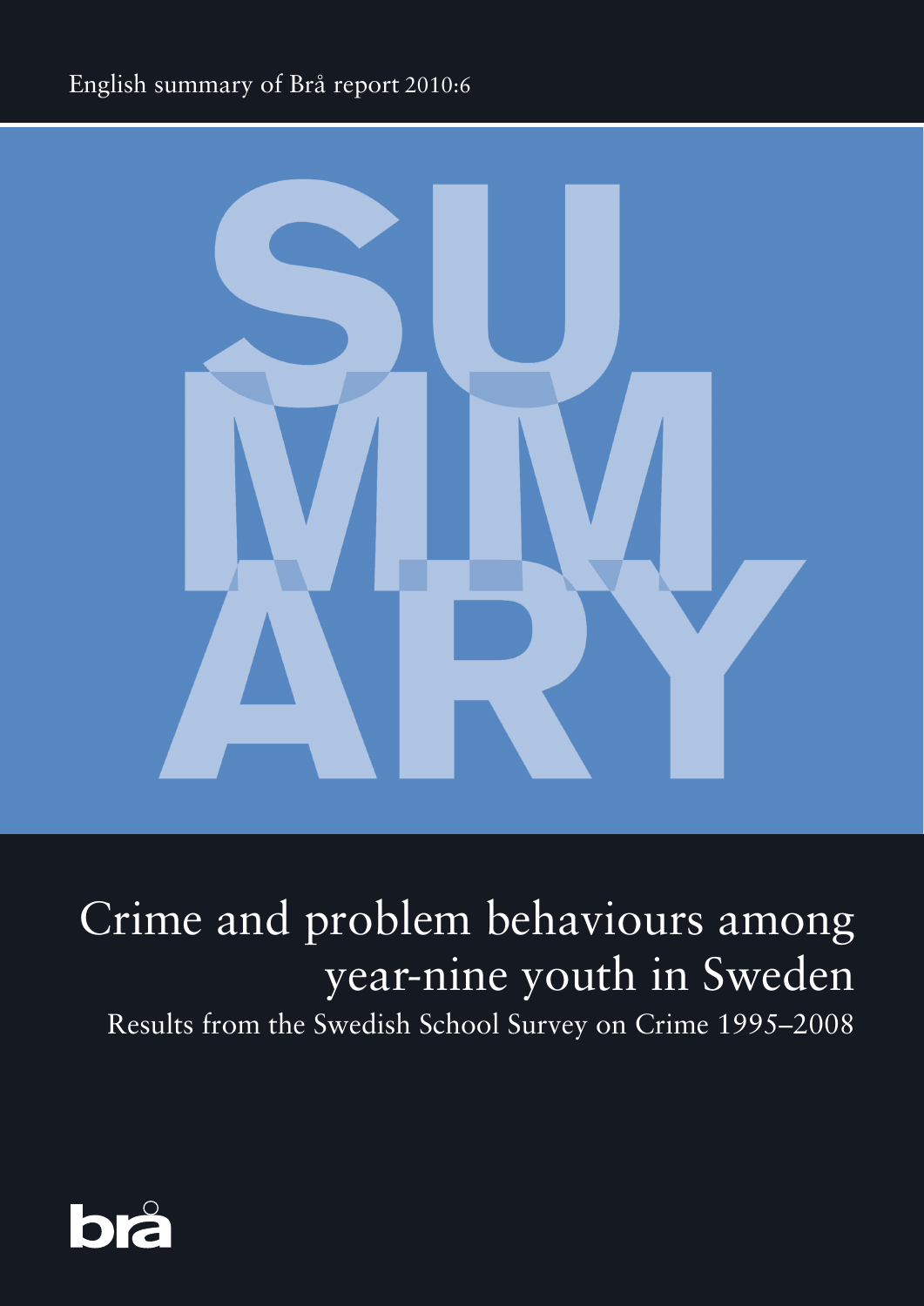English summary of Brå report 2010:6

SUMMARY

# Crime and problem behaviours among year-nine youth in Sweden

## Results from the Swedish School Survey on Crime 1995–2008

brå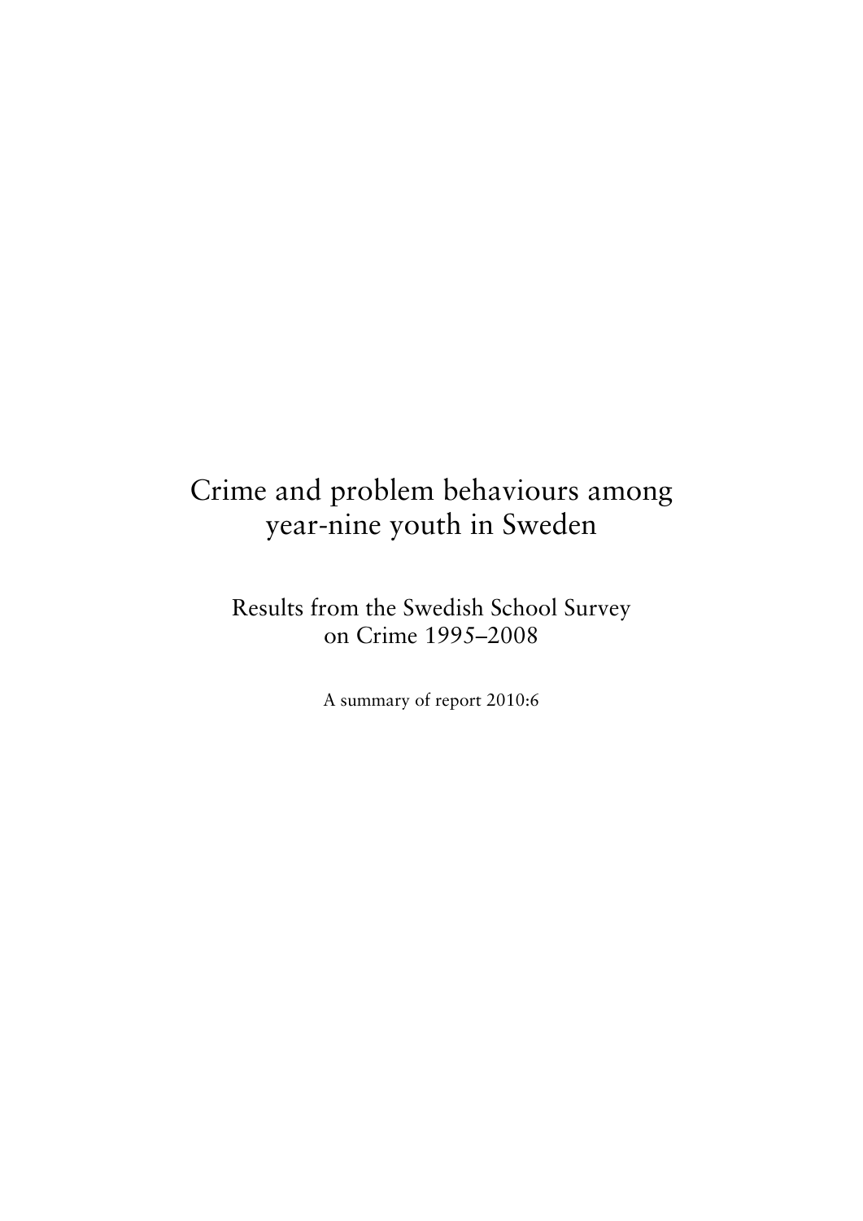# Crime and problem behaviours among year-nine youth in Sweden

## Results from the Swedish School Survey on Crime 1995–2008

A summary of report 2010:6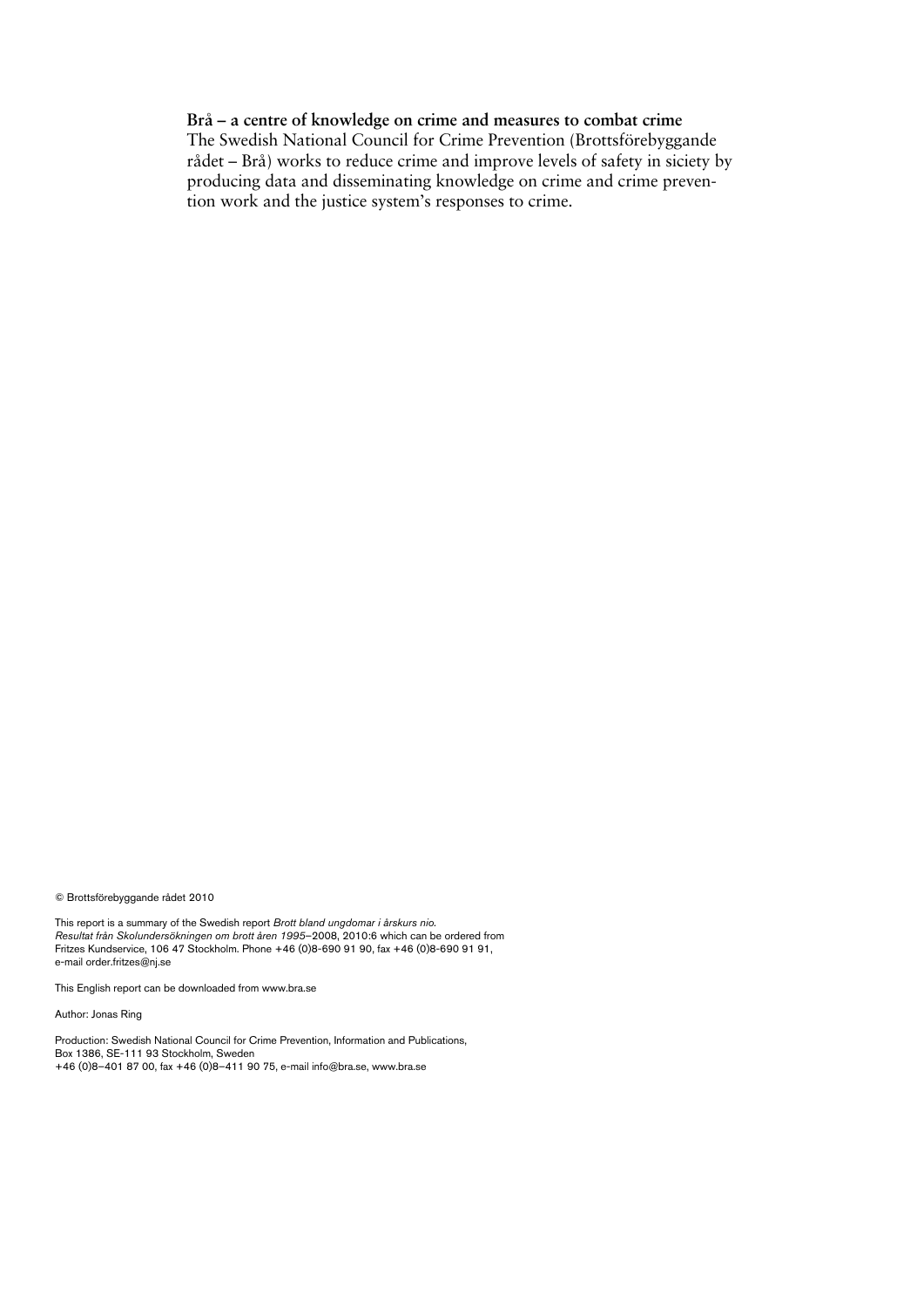**Brå – a centre of knowledge on crime and measures to combat crime**
The Swedish National Council for Crime Prevention (Brottsförebyggande rådet – Brå) works to reduce crime and improve levels of safety in siciety by producing data and disseminating knowledge on crime and crime prevention work and the justice system's responses to crime.

© Brottsförebyggande rådet 2010

This report is a summary of the Swedish report *Brott bland ungdomar i årskurs nio. Resultat från Skolundersökningen om brott åren 1995*–2008, 2010:6 which can be ordered from Fritzes Kundservice, 106 47 Stockholm. Phone +46 (0)8-690 91 90, fax +46 (0)8-690 91 91, e-mail order.fritzes@nj.se

This English report can be downloaded from www.bra.se

Author: Jonas Ring

Production: Swedish National Council for Crime Prevention, Information and Publications, Box 1386, SE-111 93 Stockholm, Sweden
+46 (0)8–401 87 00, fax +46 (0)8–411 90 75, e-mail info@bra.se, www.bra.se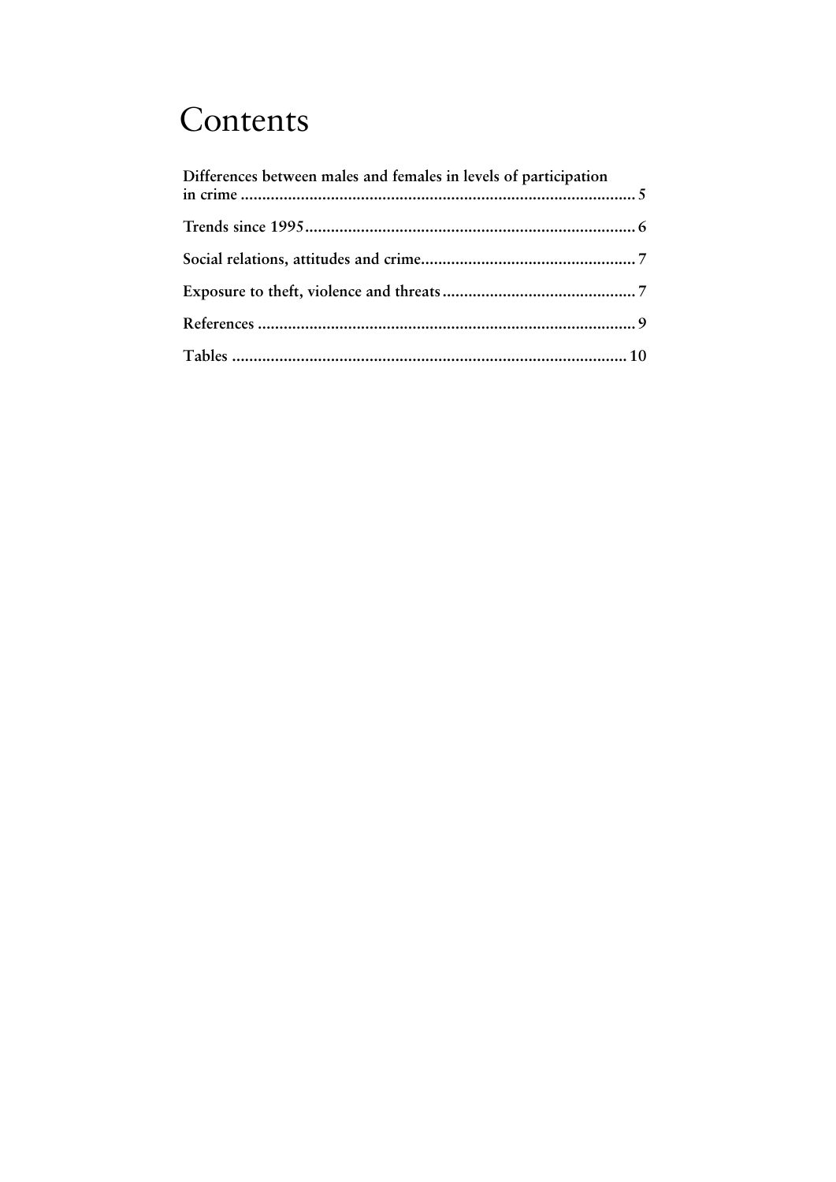# Contents

Differences between males and females in levels of participation in crime ........................................................................................... 5

Trends since 1995.......................................................................... 6

Social relations, attitudes and crime................................................ 7

Exposure to theft, violence and threats........................................... 7

References ..................................................................................... 9

Tables .......................................................................................... 10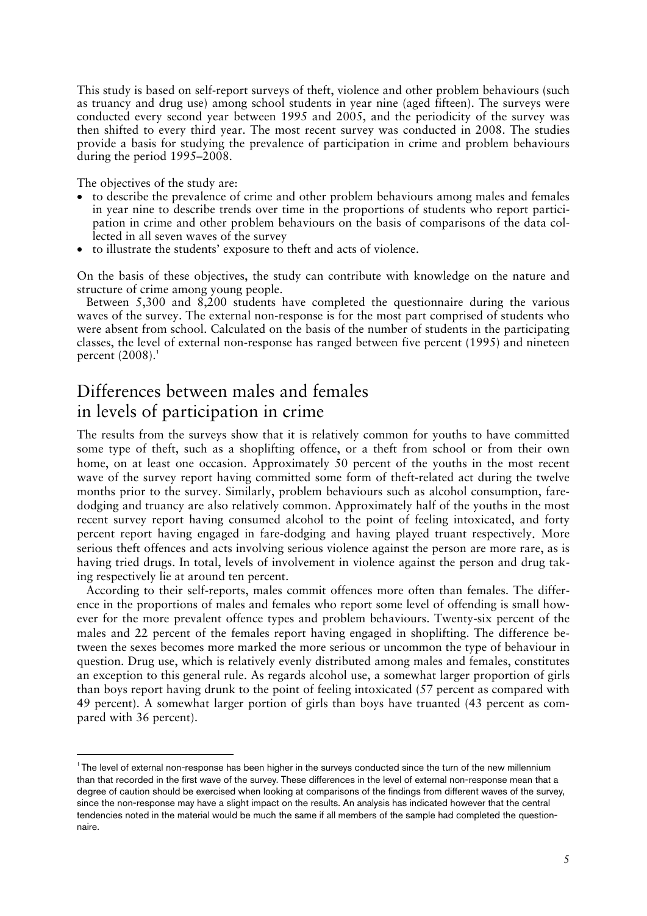This study is based on self-report surveys of theft, violence and other problem behaviours (such as truancy and drug use) among school students in year nine (aged fifteen). The surveys were conducted every second year between 1995 and 2005, and the periodicity of the survey was then shifted to every third year. The most recent survey was conducted in 2008. The studies provide a basis for studying the prevalence of participation in crime and problem behaviours during the period 1995–2008.

The objectives of the study are:

- to describe the prevalence of crime and other problem behaviours among males and females in year nine to describe trends over time in the proportions of students who report participation in crime and other problem behaviours on the basis of comparisons of the data collected in all seven waves of the survey
- to illustrate the students' exposure to theft and acts of violence.

On the basis of these objectives, the study can contribute with knowledge on the nature and structure of crime among young people.

Between 5,300 and 8,200 students have completed the questionnaire during the various waves of the survey. The external non-response is for the most part comprised of students who were absent from school. Calculated on the basis of the number of students in the participating classes, the level of external non-response has ranged between five percent (1995) and nineteen percent (2008).[1]

## Differences between males and females in levels of participation in crime

The results from the surveys show that it is relatively common for youths to have committed some type of theft, such as a shoplifting offence, or a theft from school or from their own home, on at least one occasion. Approximately 50 percent of the youths in the most recent wave of the survey report having committed some form of theft-related act during the twelve months prior to the survey. Similarly, problem behaviours such as alcohol consumption, fare-dodging and truancy are also relatively common. Approximately half of the youths in the most recent survey report having consumed alcohol to the point of feeling intoxicated, and forty percent report having engaged in fare-dodging and having played truant respectively. More serious theft offences and acts involving serious violence against the person are more rare, as is having tried drugs. In total, levels of involvement in violence against the person and drug taking respectively lie at around ten percent.

According to their self-reports, males commit offences more often than females. The difference in the proportions of males and females who report some level of offending is small however for the more prevalent offence types and problem behaviours. Twenty-six percent of the males and 22 percent of the females report having engaged in shoplifting. The difference between the sexes becomes more marked the more serious or uncommon the type of behaviour in question. Drug use, which is relatively evenly distributed among males and females, constitutes an exception to this general rule. As regards alcohol use, a somewhat larger proportion of girls than boys report having drunk to the point of feeling intoxicated (57 percent as compared with 49 percent). A somewhat larger portion of girls than boys have truanted (43 percent as compared with 36 percent).

[1] The level of external non-response has been higher in the surveys conducted since the turn of the new millennium than that recorded in the first wave of the survey. These differences in the level of external non-response mean that a degree of caution should be exercised when looking at comparisons of the findings from different waves of the survey, since the non-response may have a slight impact on the results. An analysis has indicated however that the central tendencies noted in the material would be much the same if all members of the sample had completed the questionnaire.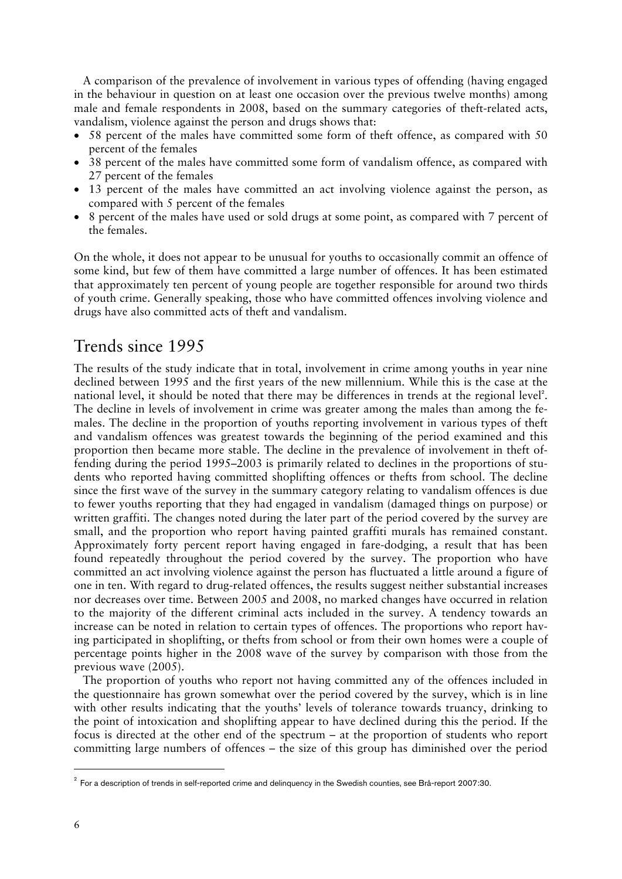A comparison of the prevalence of involvement in various types of offending (having engaged in the behaviour in question on at least one occasion over the previous twelve months) among male and female respondents in 2008, based on the summary categories of theft-related acts, vandalism, violence against the person and drugs shows that:

- 58 percent of the males have committed some form of theft offence, as compared with 50 percent of the females
- 38 percent of the males have committed some form of vandalism offence, as compared with 27 percent of the females
- 13 percent of the males have committed an act involving violence against the person, as compared with 5 percent of the females
- 8 percent of the males have used or sold drugs at some point, as compared with 7 percent of the females.

On the whole, it does not appear to be unusual for youths to occasionally commit an offence of some kind, but few of them have committed a large number of offences. It has been estimated that approximately ten percent of young people are together responsible for around two thirds of youth crime. Generally speaking, those who have committed offences involving violence and drugs have also committed acts of theft and vandalism.

## Trends since 1995

The results of the study indicate that in total, involvement in crime among youths in year nine declined between 1995 and the first years of the new millennium. While this is the case at the national level, it should be noted that there may be differences in trends at the regional level[2]. The decline in levels of involvement in crime was greater among the males than among the females. The decline in the proportion of youths reporting involvement in various types of theft and vandalism offences was greatest towards the beginning of the period examined and this proportion then became more stable. The decline in the prevalence of involvement in theft offending during the period 1995–2003 is primarily related to declines in the proportions of students who reported having committed shoplifting offences or thefts from school. The decline since the first wave of the survey in the summary category relating to vandalism offences is due to fewer youths reporting that they had engaged in vandalism (damaged things on purpose) or written graffiti. The changes noted during the later part of the period covered by the survey are small, and the proportion who report having painted graffiti murals has remained constant. Approximately forty percent report having engaged in fare-dodging, a result that has been found repeatedly throughout the period covered by the survey. The proportion who have committed an act involving violence against the person has fluctuated a little around a figure of one in ten. With regard to drug-related offences, the results suggest neither substantial increases nor decreases over time. Between 2005 and 2008, no marked changes have occurred in relation to the majority of the different criminal acts included in the survey. A tendency towards an increase can be noted in relation to certain types of offences. The proportions who report having participated in shoplifting, or thefts from school or from their own homes were a couple of percentage points higher in the 2008 wave of the survey by comparison with those from the previous wave (2005).

The proportion of youths who report not having committed any of the offences included in the questionnaire has grown somewhat over the period covered by the survey, which is in line with other results indicating that the youths' levels of tolerance towards truancy, drinking to the point of intoxication and shoplifting appear to have declined during this the period. If the focus is directed at the other end of the spectrum – at the proportion of students who report committing large numbers of offences – the size of this group has diminished over the period

[2] For a description of trends in self-reported crime and delinquency in the Swedish counties, see Brå-report 2007:30.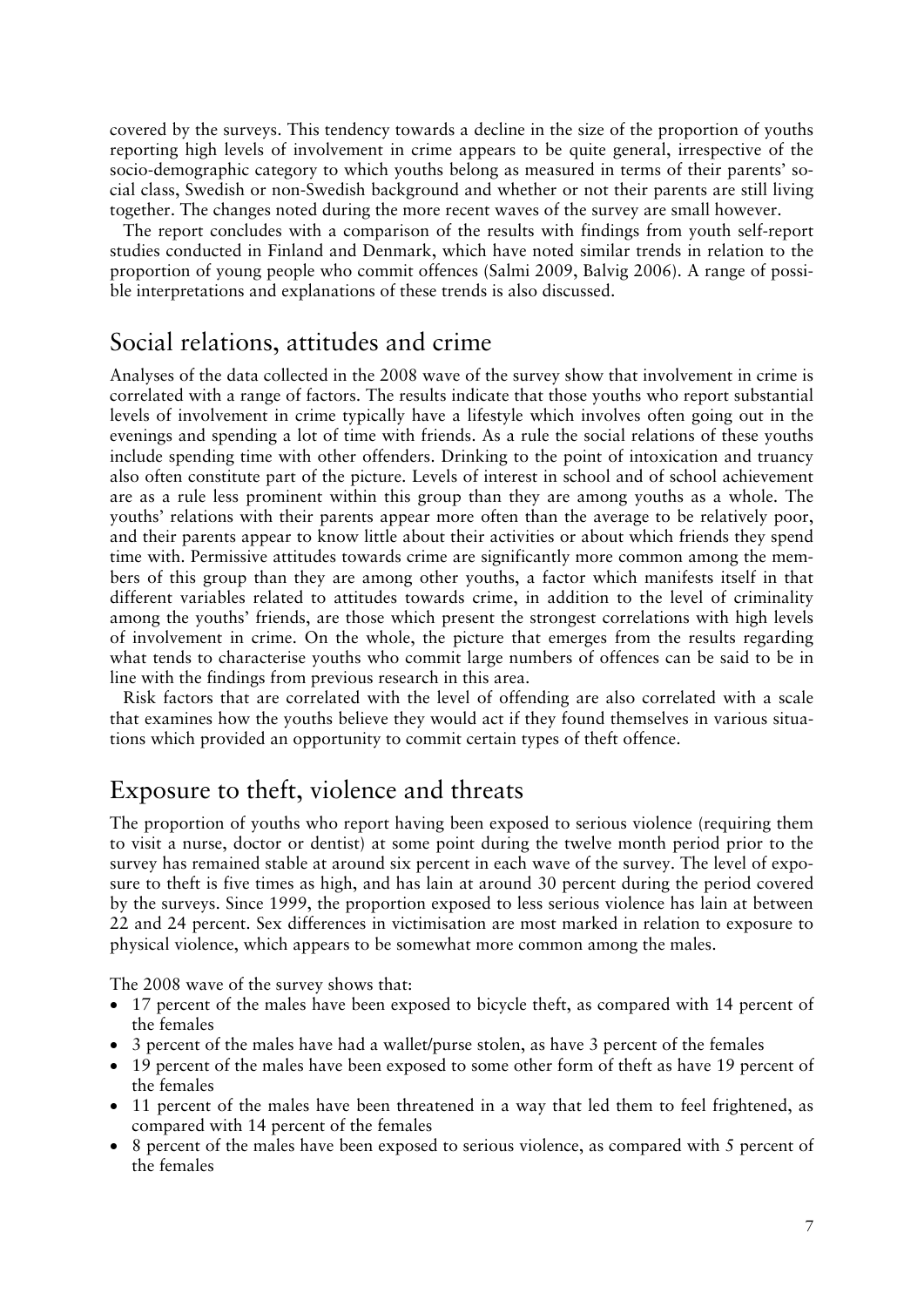covered by the surveys. This tendency towards a decline in the size of the proportion of youths reporting high levels of involvement in crime appears to be quite general, irrespective of the socio-demographic category to which youths belong as measured in terms of their parents' social class, Swedish or non-Swedish background and whether or not their parents are still living together. The changes noted during the more recent waves of the survey are small however.

The report concludes with a comparison of the results with findings from youth self-report studies conducted in Finland and Denmark, which have noted similar trends in relation to the proportion of young people who commit offences (Salmi 2009, Balvig 2006). A range of possible interpretations and explanations of these trends is also discussed.

## Social relations, attitudes and crime

Analyses of the data collected in the 2008 wave of the survey show that involvement in crime is correlated with a range of factors. The results indicate that those youths who report substantial levels of involvement in crime typically have a lifestyle which involves often going out in the evenings and spending a lot of time with friends. As a rule the social relations of these youths include spending time with other offenders. Drinking to the point of intoxication and truancy also often constitute part of the picture. Levels of interest in school and of school achievement are as a rule less prominent within this group than they are among youths as a whole. The youths' relations with their parents appear more often than the average to be relatively poor, and their parents appear to know little about their activities or about which friends they spend time with. Permissive attitudes towards crime are significantly more common among the members of this group than they are among other youths, a factor which manifests itself in that different variables related to attitudes towards crime, in addition to the level of criminality among the youths' friends, are those which present the strongest correlations with high levels of involvement in crime. On the whole, the picture that emerges from the results regarding what tends to characterise youths who commit large numbers of offences can be said to be in line with the findings from previous research in this area.

Risk factors that are correlated with the level of offending are also correlated with a scale that examines how the youths believe they would act if they found themselves in various situations which provided an opportunity to commit certain types of theft offence.

## Exposure to theft, violence and threats

The proportion of youths who report having been exposed to serious violence (requiring them to visit a nurse, doctor or dentist) at some point during the twelve month period prior to the survey has remained stable at around six percent in each wave of the survey. The level of exposure to theft is five times as high, and has lain at around 30 percent during the period covered by the surveys. Since 1999, the proportion exposed to less serious violence has lain at between 22 and 24 percent. Sex differences in victimisation are most marked in relation to exposure to physical violence, which appears to be somewhat more common among the males.

The 2008 wave of the survey shows that:

- 17 percent of the males have been exposed to bicycle theft, as compared with 14 percent of the females
- 3 percent of the males have had a wallet/purse stolen, as have 3 percent of the females
- 19 percent of the males have been exposed to some other form of theft as have 19 percent of the females
- 11 percent of the males have been threatened in a way that led them to feel frightened, as compared with 14 percent of the females
- 8 percent of the males have been exposed to serious violence, as compared with 5 percent of the females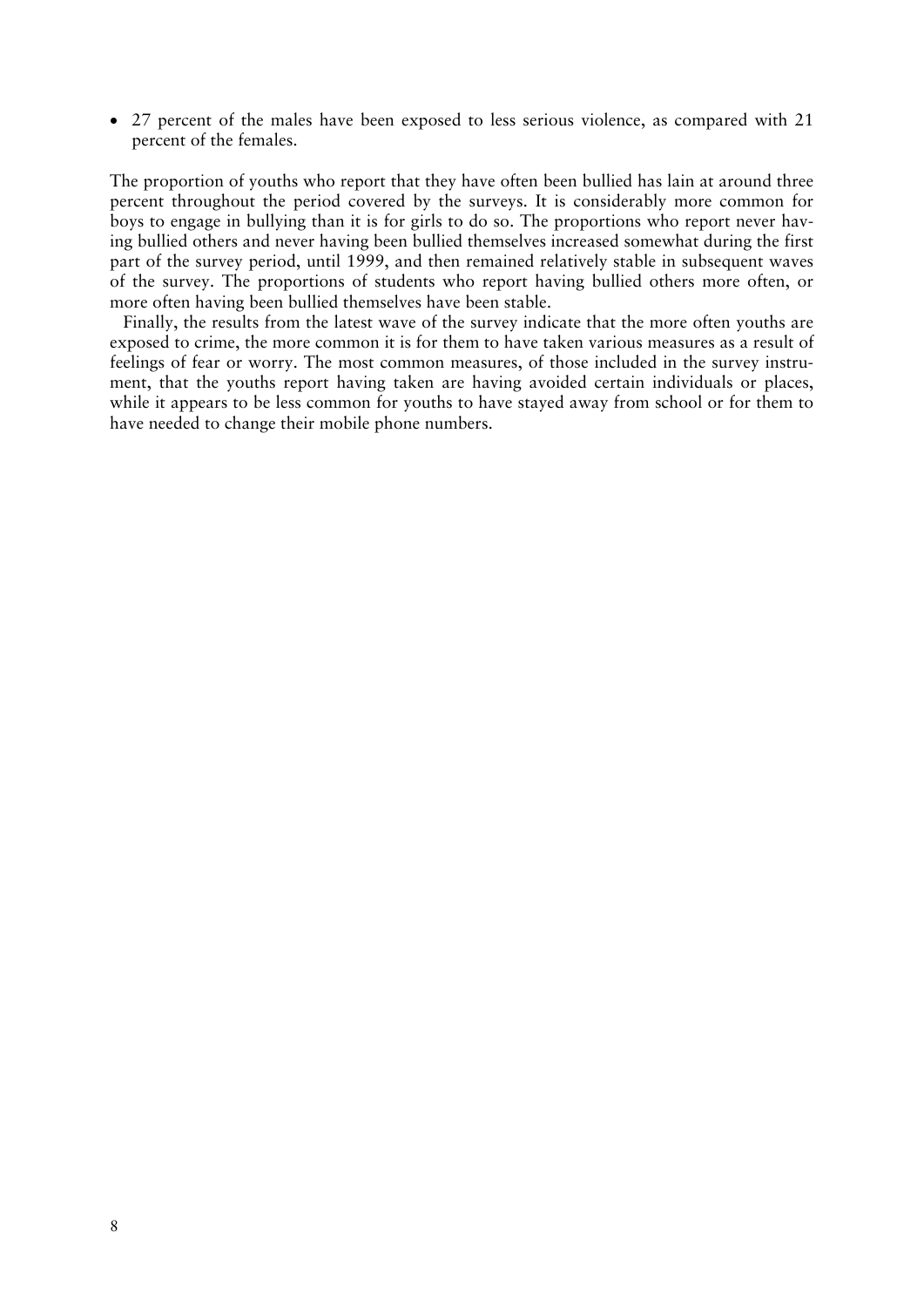- 27 percent of the males have been exposed to less serious violence, as compared with 21 percent of the females.

The proportion of youths who report that they have often been bullied has lain at around three percent throughout the period covered by the surveys. It is considerably more common for boys to engage in bullying than it is for girls to do so. The proportions who report never having bullied others and never having been bullied themselves increased somewhat during the first part of the survey period, until 1999, and then remained relatively stable in subsequent waves of the survey. The proportions of students who report having bullied others more often, or more often having been bullied themselves have been stable.

Finally, the results from the latest wave of the survey indicate that the more often youths are exposed to crime, the more common it is for them to have taken various measures as a result of feelings of fear or worry. The most common measures, of those included in the survey instrument, that the youths report having taken are having avoided certain individuals or places, while it appears to be less common for youths to have stayed away from school or for them to have needed to change their mobile phone numbers.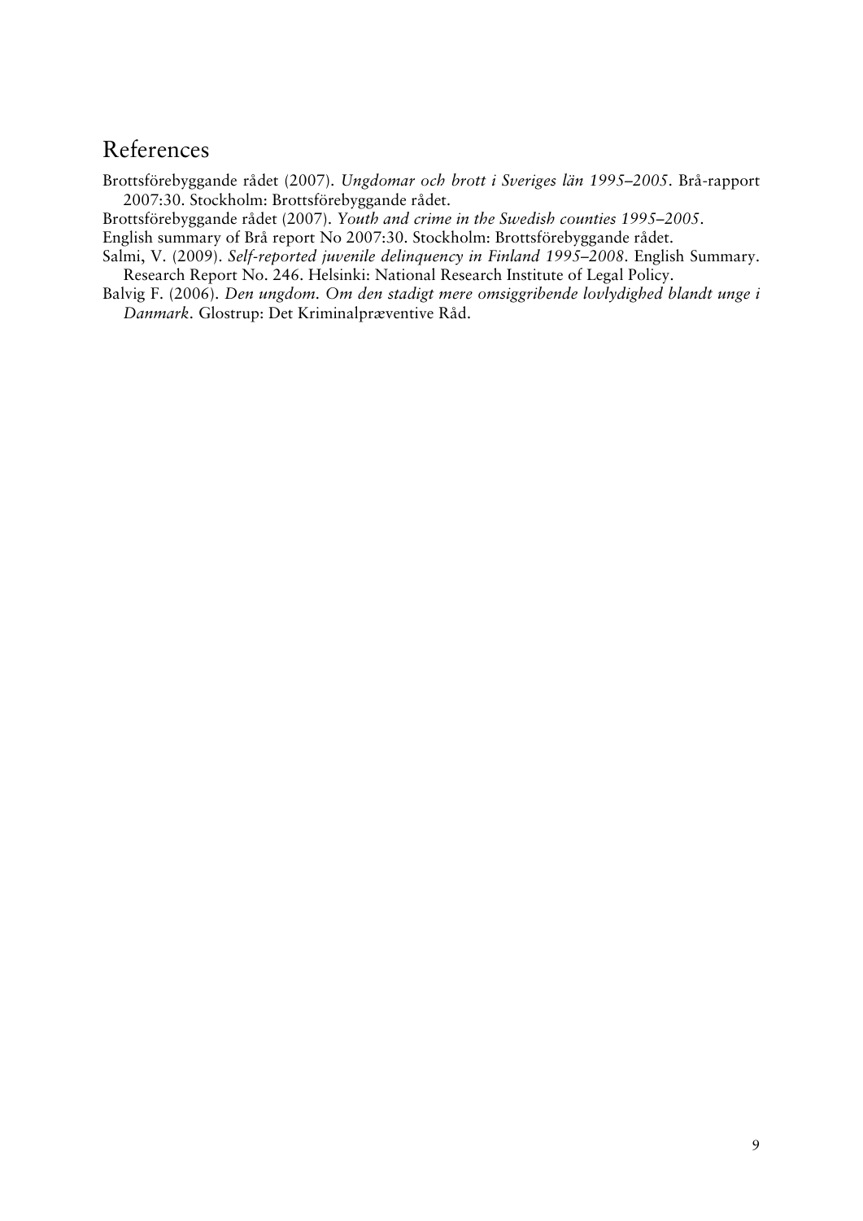## References

Brottsförebyggande rådet (2007). *Ungdomar och brott i Sveriges län 1995–2005*. Brå-rapport 2007:30. Stockholm: Brottsförebyggande rådet.

Brottsförebyggande rådet (2007). *Youth and crime in the Swedish counties 1995–2005*.

English summary of Brå report No 2007:30. Stockholm: Brottsförebyggande rådet.

Salmi, V. (2009). *Self-reported juvenile delinquency in Finland 1995–2008*. English Summary. Research Report No. 246. Helsinki: National Research Institute of Legal Policy.

Balvig F. (2006). *Den ungdom. Om den stadigt mere omsiggribende lovlydighed blandt unge i Danmark*. Glostrup: Det Kriminalpræventive Råd.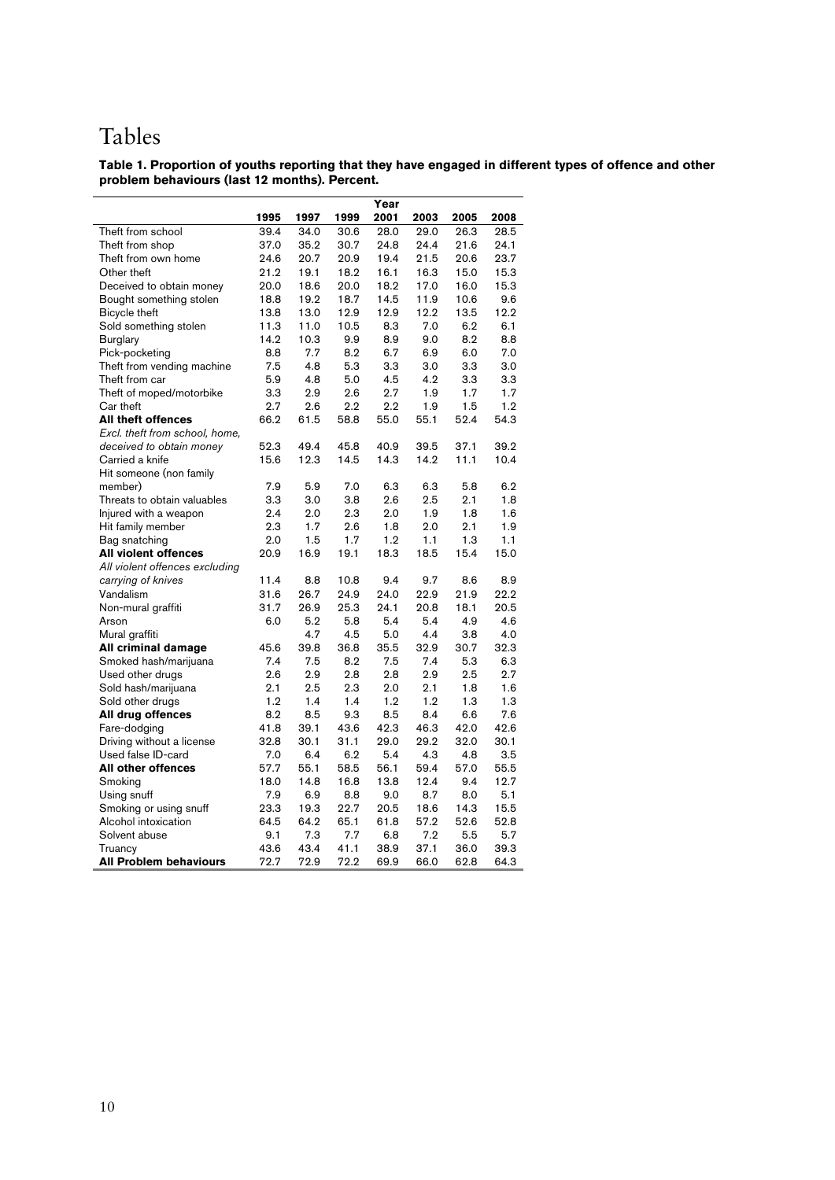# Tables

**Table 1. Proportion of youths reporting that they have engaged in different types of offence and other problem behaviours (last 12 months). Percent.**

| | Year | | | | | | |
|---|---|---|---|---|---|---|---|
| | **1995** | **1997** | **1999** | **2001** | **2003** | **2005** | **2008** |
| Theft from school | 39.4 | 34.0 | 30.6 | 28.0 | 29.0 | 26.3 | 28.5 |
| Theft from shop | 37.0 | 35.2 | 30.7 | 24.8 | 24.4 | 21.6 | 24.1 |
| Theft from own home | 24.6 | 20.7 | 20.9 | 19.4 | 21.5 | 20.6 | 23.7 |
| Other theft | 21.2 | 19.1 | 18.2 | 16.1 | 16.3 | 15.0 | 15.3 |
| Deceived to obtain money | 20.0 | 18.6 | 20.0 | 18.2 | 17.0 | 16.0 | 15.3 |
| Bought something stolen | 18.8 | 19.2 | 18.7 | 14.5 | 11.9 | 10.6 | 9.6 |
| Bicycle theft | 13.8 | 13.0 | 12.9 | 12.9 | 12.2 | 13.5 | 12.2 |
| Sold something stolen | 11.3 | 11.0 | 10.5 | 8.3 | 7.0 | 6.2 | 6.1 |
| Burglary | 14.2 | 10.3 | 9.9 | 8.9 | 9.0 | 8.2 | 8.8 |
| Pick-pocketing | 8.8 | 7.7 | 8.2 | 6.7 | 6.9 | 6.0 | 7.0 |
| Theft from vending machine | 7.5 | 4.8 | 5.3 | 3.3 | 3.0 | 3.3 | 3.0 |
| Theft from car | 5.9 | 4.8 | 5.0 | 4.5 | 4.2 | 3.3 | 3.3 |
| Theft of moped/motorbike | 3.3 | 2.9 | 2.6 | 2.7 | 1.9 | 1.7 | 1.7 |
| Car theft | 2.7 | 2.6 | 2.2 | 2.2 | 1.9 | 1.5 | 1.2 |
| **All theft offences** | 66.2 | 61.5 | 58.8 | 55.0 | 55.1 | 52.4 | 54.3 |
| *Excl. theft from school, home, deceived to obtain money* | 52.3 | 49.4 | 45.8 | 40.9 | 39.5 | 37.1 | 39.2 |
| Carried a knife | 15.6 | 12.3 | 14.5 | 14.3 | 14.2 | 11.1 | 10.4 |
| Hit someone (non family member) | 7.9 | 5.9 | 7.0 | 6.3 | 6.3 | 5.8 | 6.2 |
| Threats to obtain valuables | 3.3 | 3.0 | 3.8 | 2.6 | 2.5 | 2.1 | 1.8 |
| Injured with a weapon | 2.4 | 2.0 | 2.3 | 2.0 | 1.9 | 1.8 | 1.6 |
| Hit family member | 2.3 | 1.7 | 2.6 | 1.8 | 2.0 | 2.1 | 1.9 |
| Bag snatching | 2.0 | 1.5 | 1.7 | 1.2 | 1.1 | 1.3 | 1.1 |
| **All violent offences** | 20.9 | 16.9 | 19.1 | 18.3 | 18.5 | 15.4 | 15.0 |
| *All violent offences excluding carrying of knives* | 11.4 | 8.8 | 10.8 | 9.4 | 9.7 | 8.6 | 8.9 |
| Vandalism | 31.6 | 26.7 | 24.9 | 24.0 | 22.9 | 21.9 | 22.2 |
| Non-mural graffiti | 31.7 | 26.9 | 25.3 | 24.1 | 20.8 | 18.1 | 20.5 |
| Arson | 6.0 | 5.2 | 5.8 | 5.4 | 5.4 | 4.9 | 4.6 |
| Mural graffiti | | 4.7 | 4.5 | 5.0 | 4.4 | 3.8 | 4.0 |
| **All criminal damage** | 45.6 | 39.8 | 36.8 | 35.5 | 32.9 | 30.7 | 32.3 |
| Smoked hash/marijuana | 7.4 | 7.5 | 8.2 | 7.5 | 7.4 | 5.3 | 6.3 |
| Used other drugs | 2.6 | 2.9 | 2.8 | 2.8 | 2.9 | 2.5 | 2.7 |
| Sold hash/marijuana | 2.1 | 2.5 | 2.3 | 2.0 | 2.1 | 1.8 | 1.6 |
| Sold other drugs | 1.2 | 1.4 | 1.4 | 1.2 | 1.2 | 1.3 | 1.3 |
| **All drug offences** | 8.2 | 8.5 | 9.3 | 8.5 | 8.4 | 6.6 | 7.6 |
| Fare-dodging | 41.8 | 39.1 | 43.6 | 42.3 | 46.3 | 42.0 | 42.6 |
| Driving without a license | 32.8 | 30.1 | 31.1 | 29.0 | 29.2 | 32.0 | 30.1 |
| Used false ID-card | 7.0 | 6.4 | 6.2 | 5.4 | 4.3 | 4.8 | 3.5 |
| **All other offences** | 57.7 | 55.1 | 58.5 | 56.1 | 59.4 | 57.0 | 55.5 |
| Smoking | 18.0 | 14.8 | 16.8 | 13.8 | 12.4 | 9.4 | 12.7 |
| Using snuff | 7.9 | 6.9 | 8.8 | 9.0 | 8.7 | 8.0 | 5.1 |
| Smoking or using snuff | 23.3 | 19.3 | 22.7 | 20.5 | 18.6 | 14.3 | 15.5 |
| Alcohol intoxication | 64.5 | 64.2 | 65.1 | 61.8 | 57.2 | 52.6 | 52.8 |
| Solvent abuse | 9.1 | 7.3 | 7.7 | 6.8 | 7.2 | 5.5 | 5.7 |
| Truancy | 43.6 | 43.4 | 41.1 | 38.9 | 37.1 | 36.0 | 39.3 |
| **All Problem behaviours** | 72.7 | 72.9 | 72.2 | 69.9 | 66.0 | 62.8 | 64.3 |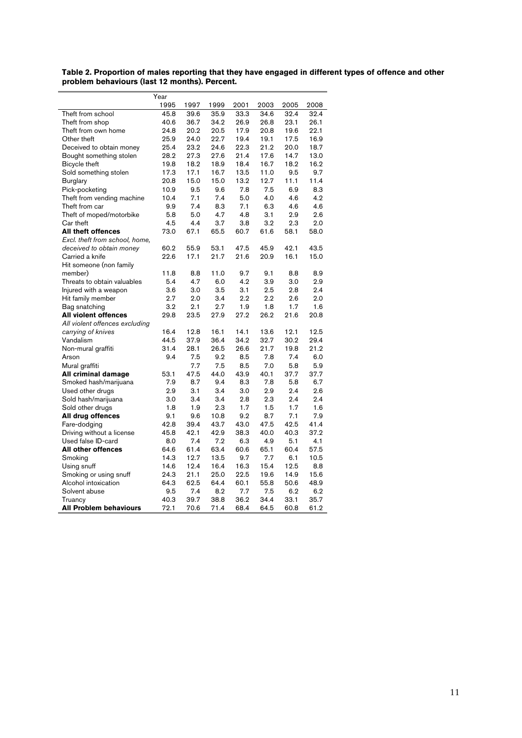**Table 2. Proportion of males reporting that they have engaged in different types of offence and other problem behaviours (last 12 months). Percent.**

| | Year | | | | | | |
|---|---|---|---|---|---|---|---|
| | 1995 | 1997 | 1999 | 2001 | 2003 | 2005 | 2008 |
| Theft from school | 45.8 | 39.6 | 35.9 | 33.3 | 34.6 | 32.4 | 32.4 |
| Theft from shop | 40.6 | 36.7 | 34.2 | 26.9 | 26.8 | 23.1 | 26.1 |
| Theft from own home | 24.8 | 20.2 | 20.5 | 17.9 | 20.8 | 19.6 | 22.1 |
| Other theft | 25.9 | 24.0 | 22.7 | 19.4 | 19.1 | 17.5 | 16.9 |
| Deceived to obtain money | 25.4 | 23.2 | 24.6 | 22.3 | 21.2 | 20.0 | 18.7 |
| Bought something stolen | 28.2 | 27.3 | 27.6 | 21.4 | 17.6 | 14.7 | 13.0 |
| Bicycle theft | 19.8 | 18.2 | 18.9 | 18.4 | 16.7 | 18.2 | 16.2 |
| Sold something stolen | 17.3 | 17.1 | 16.7 | 13.5 | 11.0 | 9.5 | 9.7 |
| Burglary | 20.8 | 15.0 | 15.0 | 13.2 | 12.7 | 11.1 | 11.4 |
| Pick-pocketing | 10.9 | 9.5 | 9.6 | 7.8 | 7.5 | 6.9 | 8.3 |
| Theft from vending machine | 10.4 | 7.1 | 7.4 | 5.0 | 4.0 | 4.6 | 4.2 |
| Theft from car | 9.9 | 7.4 | 8.3 | 7.1 | 6.3 | 4.6 | 4.6 |
| Theft of moped/motorbike | 5.8 | 5.0 | 4.7 | 4.8 | 3.1 | 2.9 | 2.6 |
| Car theft | 4.5 | 4.4 | 3.7 | 3.8 | 3.2 | 2.3 | 2.0 |
| **All theft offences** | 73.0 | 67.1 | 65.5 | 60.7 | 61.6 | 58.1 | 58.0 |
| *Excl. theft from school, home, deceived to obtain money* | 60.2 | 55.9 | 53.1 | 47.5 | 45.9 | 42.1 | 43.5 |
| Carried a knife | 22.6 | 17.1 | 21.7 | 21.6 | 20.9 | 16.1 | 15.0 |
| Hit someone (non family member) | 11.8 | 8.8 | 11.0 | 9.7 | 9.1 | 8.8 | 8.9 |
| Threats to obtain valuables | 5.4 | 4.7 | 6.0 | 4.2 | 3.9 | 3.0 | 2.9 |
| Injured with a weapon | 3.6 | 3.0 | 3.5 | 3.1 | 2.5 | 2.8 | 2.4 |
| Hit family member | 2.7 | 2.0 | 3.4 | 2.2 | 2.2 | 2.6 | 2.0 |
| Bag snatching | 3.2 | 2.1 | 2.7 | 1.9 | 1.8 | 1.7 | 1.6 |
| **All violent offences** | 29.8 | 23.5 | 27.9 | 27.2 | 26.2 | 21.6 | 20.8 |
| *All violent offences excluding carrying of knives* | 16.4 | 12.8 | 16.1 | 14.1 | 13.6 | 12.1 | 12.5 |
| Vandalism | 44.5 | 37.9 | 36.4 | 34.2 | 32.7 | 30.2 | 29.4 |
| Non-mural graffiti | 31.4 | 28.1 | 26.5 | 26.6 | 21.7 | 19.8 | 21.2 |
| Arson | 9.4 | 7.5 | 9.2 | 8.5 | 7.8 | 7.4 | 6.0 |
| Mural graffiti | | 7.7 | 7.5 | 8.5 | 7.0 | 5.8 | 5.9 |
| **All criminal damage** | 53.1 | 47.5 | 44.0 | 43.9 | 40.1 | 37.7 | 37.7 |
| Smoked hash/marijuana | 7.9 | 8.7 | 9.4 | 8.3 | 7.8 | 5.8 | 6.7 |
| Used other drugs | 2.9 | 3.1 | 3.4 | 3.0 | 2.9 | 2.4 | 2.6 |
| Sold hash/marijuana | 3.0 | 3.4 | 3.4 | 2.8 | 2.3 | 2.4 | 2.4 |
| Sold other drugs | 1.8 | 1.9 | 2.3 | 1.7 | 1.5 | 1.7 | 1.6 |
| **All drug offences** | 9.1 | 9.6 | 10.8 | 9.2 | 8.7 | 7.1 | 7.9 |
| Fare-dodging | 42.8 | 39.4 | 43.7 | 43.0 | 47.5 | 42.5 | 41.4 |
| Driving without a license | 45.8 | 42.1 | 42.9 | 38.3 | 40.0 | 40.3 | 37.2 |
| Used false ID-card | 8.0 | 7.4 | 7.2 | 6.3 | 4.9 | 5.1 | 4.1 |
| **All other offences** | 64.6 | 61.4 | 63.4 | 60.6 | 65.1 | 60.4 | 57.5 |
| Smoking | 14.3 | 12.7 | 13.5 | 9.7 | 7.7 | 6.1 | 10.5 |
| Using snuff | 14.6 | 12.4 | 16.4 | 16.3 | 15.4 | 12.5 | 8.8 |
| Smoking or using snuff | 24.3 | 21.1 | 25.0 | 22.5 | 19.6 | 14.9 | 15.6 |
| Alcohol intoxication | 64.3 | 62.5 | 64.4 | 60.1 | 55.8 | 50.6 | 48.9 |
| Solvent abuse | 9.5 | 7.4 | 8.2 | 7.7 | 7.5 | 6.2 | 6.2 |
| Truancy | 40.3 | 39.7 | 38.8 | 36.2 | 34.4 | 33.1 | 35.7 |
| **All Problem behaviours** | 72.1 | 70.6 | 71.4 | 68.4 | 64.5 | 60.8 | 61.2 |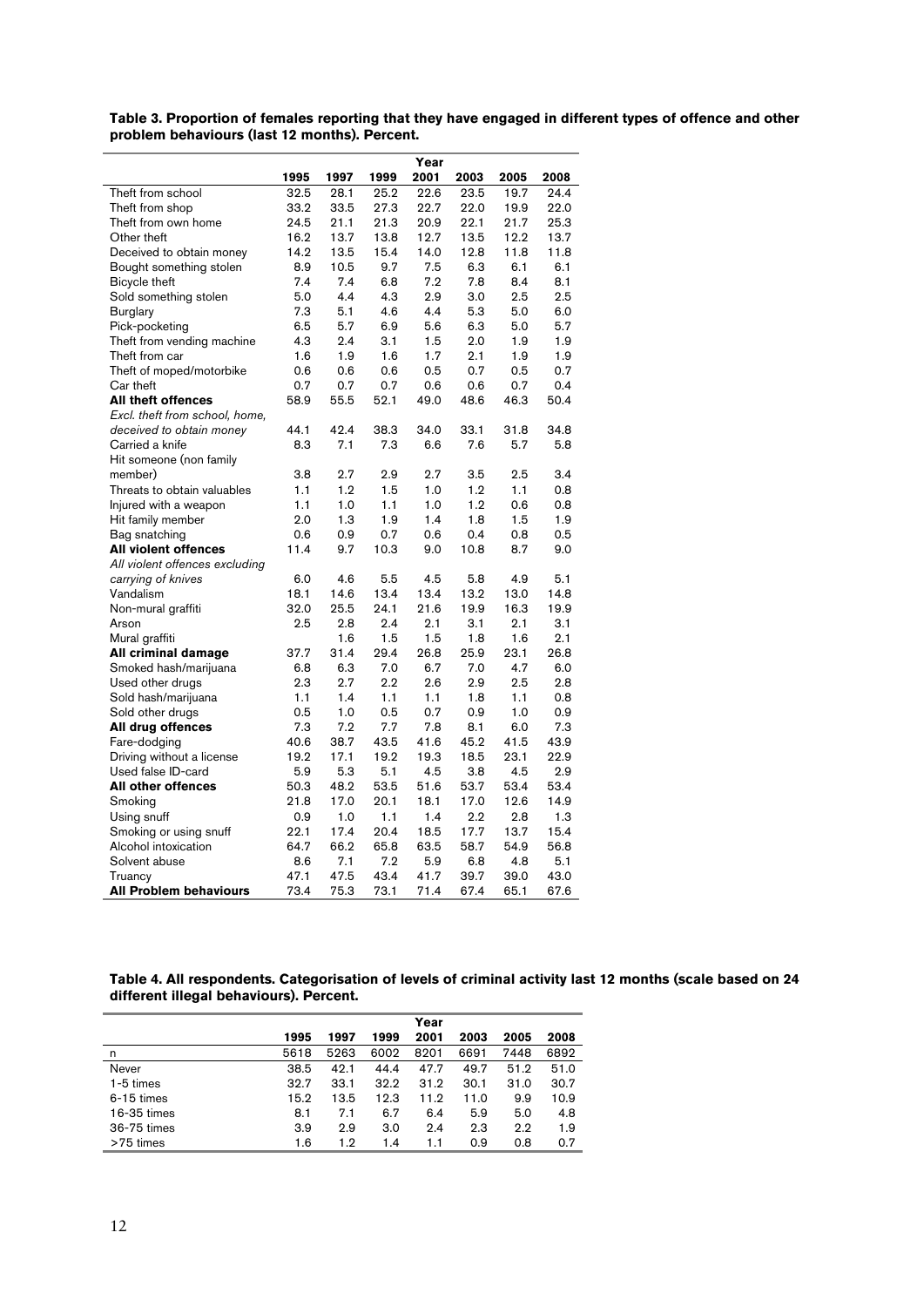**Table 3. Proportion of females reporting that they have engaged in different types of offence and other problem behaviours (last 12 months). Percent.**

| | Year | | | | | | |
|---|---|---|---|---|---|---|---|
| | 1995 | 1997 | 1999 | 2001 | 2003 | 2005 | 2008 |
| Theft from school | 32.5 | 28.1 | 25.2 | 22.6 | 23.5 | 19.7 | 24.4 |
| Theft from shop | 33.2 | 33.5 | 27.3 | 22.7 | 22.0 | 19.9 | 22.0 |
| Theft from own home | 24.5 | 21.1 | 21.3 | 20.9 | 22.1 | 21.7 | 25.3 |
| Other theft | 16.2 | 13.7 | 13.8 | 12.7 | 13.5 | 12.2 | 13.7 |
| Deceived to obtain money | 14.2 | 13.5 | 15.4 | 14.0 | 12.8 | 11.8 | 11.8 |
| Bought something stolen | 8.9 | 10.5 | 9.7 | 7.5 | 6.3 | 6.1 | 6.1 |
| Bicycle theft | 7.4 | 7.4 | 6.8 | 7.2 | 7.8 | 8.4 | 8.1 |
| Sold something stolen | 5.0 | 4.4 | 4.3 | 2.9 | 3.0 | 2.5 | 2.5 |
| Burglary | 7.3 | 5.1 | 4.6 | 4.4 | 5.3 | 5.0 | 6.0 |
| Pick-pocketing | 6.5 | 5.7 | 6.9 | 5.6 | 6.3 | 5.0 | 5.7 |
| Theft from vending machine | 4.3 | 2.4 | 3.1 | 1.5 | 2.0 | 1.9 | 1.9 |
| Theft from car | 1.6 | 1.9 | 1.6 | 1.7 | 2.1 | 1.9 | 1.9 |
| Theft of moped/motorbike | 0.6 | 0.6 | 0.6 | 0.5 | 0.7 | 0.5 | 0.7 |
| Car theft | 0.7 | 0.7 | 0.7 | 0.6 | 0.6 | 0.7 | 0.4 |
| **All theft offences** | 58.9 | 55.5 | 52.1 | 49.0 | 48.6 | 46.3 | 50.4 |
| *Excl. theft from school, home, deceived to obtain money* | 44.1 | 42.4 | 38.3 | 34.0 | 33.1 | 31.8 | 34.8 |
| Carried a knife | 8.3 | 7.1 | 7.3 | 6.6 | 7.6 | 5.7 | 5.8 |
| Hit someone (non family member) | 3.8 | 2.7 | 2.9 | 2.7 | 3.5 | 2.5 | 3.4 |
| Threats to obtain valuables | 1.1 | 1.2 | 1.5 | 1.0 | 1.2 | 1.1 | 0.8 |
| Injured with a weapon | 1.1 | 1.0 | 1.1 | 1.0 | 1.2 | 0.6 | 0.8 |
| Hit family member | 2.0 | 1.3 | 1.9 | 1.4 | 1.8 | 1.5 | 1.9 |
| Bag snatching | 0.6 | 0.9 | 0.7 | 0.6 | 0.4 | 0.8 | 0.5 |
| **All violent offences** | 11.4 | 9.7 | 10.3 | 9.0 | 10.8 | 8.7 | 9.0 |
| *All violent offences excluding carrying of knives* | 6.0 | 4.6 | 5.5 | 4.5 | 5.8 | 4.9 | 5.1 |
| Vandalism | 18.1 | 14.6 | 13.4 | 13.4 | 13.2 | 13.0 | 14.8 |
| Non-mural graffiti | 32.0 | 25.5 | 24.1 | 21.6 | 19.9 | 16.3 | 19.9 |
| Arson | 2.5 | 2.8 | 2.4 | 2.1 | 3.1 | 2.1 | 3.1 |
| Mural graffiti | | 1.6 | 1.5 | 1.5 | 1.8 | 1.6 | 2.1 |
| **All criminal damage** | 37.7 | 31.4 | 29.4 | 26.8 | 25.9 | 23.1 | 26.8 |
| Smoked hash/marijuana | 6.8 | 6.3 | 7.0 | 6.7 | 7.0 | 4.7 | 6.0 |
| Used other drugs | 2.3 | 2.7 | 2.2 | 2.6 | 2.9 | 2.5 | 2.8 |
| Sold hash/marijuana | 1.1 | 1.4 | 1.1 | 1.1 | 1.8 | 1.1 | 0.8 |
| Sold other drugs | 0.5 | 1.0 | 0.5 | 0.7 | 0.9 | 1.0 | 0.9 |
| **All drug offences** | 7.3 | 7.2 | 7.7 | 7.8 | 8.1 | 6.0 | 7.3 |
| Fare-dodging | 40.6 | 38.7 | 43.5 | 41.6 | 45.2 | 41.5 | 43.9 |
| Driving without a license | 19.2 | 17.1 | 19.2 | 19.3 | 18.5 | 23.1 | 22.9 |
| Used false ID-card | 5.9 | 5.3 | 5.1 | 4.5 | 3.8 | 4.5 | 2.9 |
| **All other offences** | 50.3 | 48.2 | 53.5 | 51.6 | 53.7 | 53.4 | 53.4 |
| Smoking | 21.8 | 17.0 | 20.1 | 18.1 | 17.0 | 12.6 | 14.9 |
| Using snuff | 0.9 | 1.0 | 1.1 | 1.4 | 2.2 | 2.8 | 1.3 |
| Smoking or using snuff | 22.1 | 17.4 | 20.4 | 18.5 | 17.7 | 13.7 | 15.4 |
| Alcohol intoxication | 64.7 | 66.2 | 65.8 | 63.5 | 58.7 | 54.9 | 56.8 |
| Solvent abuse | 8.6 | 7.1 | 7.2 | 5.9 | 6.8 | 4.8 | 5.1 |
| Truancy | 47.1 | 47.5 | 43.4 | 41.7 | 39.7 | 39.0 | 43.0 |
| **All Problem behaviours** | 73.4 | 75.3 | 73.1 | 71.4 | 67.4 | 65.1 | 67.6 |

**Table 4. All respondents. Categorisation of levels of criminal activity last 12 months (scale based on 24 different illegal behaviours). Percent.**

| | Year | | | | | | |
|---|---|---|---|---|---|---|---|
| | 1995 | 1997 | 1999 | 2001 | 2003 | 2005 | 2008 |
| n | 5618 | 5263 | 6002 | 8201 | 6691 | 7448 | 6892 |
| Never | 38.5 | 42.1 | 44.4 | 47.7 | 49.7 | 51.2 | 51.0 |
| 1-5 times | 32.7 | 33.1 | 32.2 | 31.2 | 30.1 | 31.0 | 30.7 |
| 6-15 times | 15.2 | 13.5 | 12.3 | 11.2 | 11.0 | 9.9 | 10.9 |
| 16-35 times | 8.1 | 7.1 | 6.7 | 6.4 | 5.9 | 5.0 | 4.8 |
| 36-75 times | 3.9 | 2.9 | 3.0 | 2.4 | 2.3 | 2.2 | 1.9 |
| >75 times | 1.6 | 1.2 | 1.4 | 1.1 | 0.9 | 0.8 | 0.7 |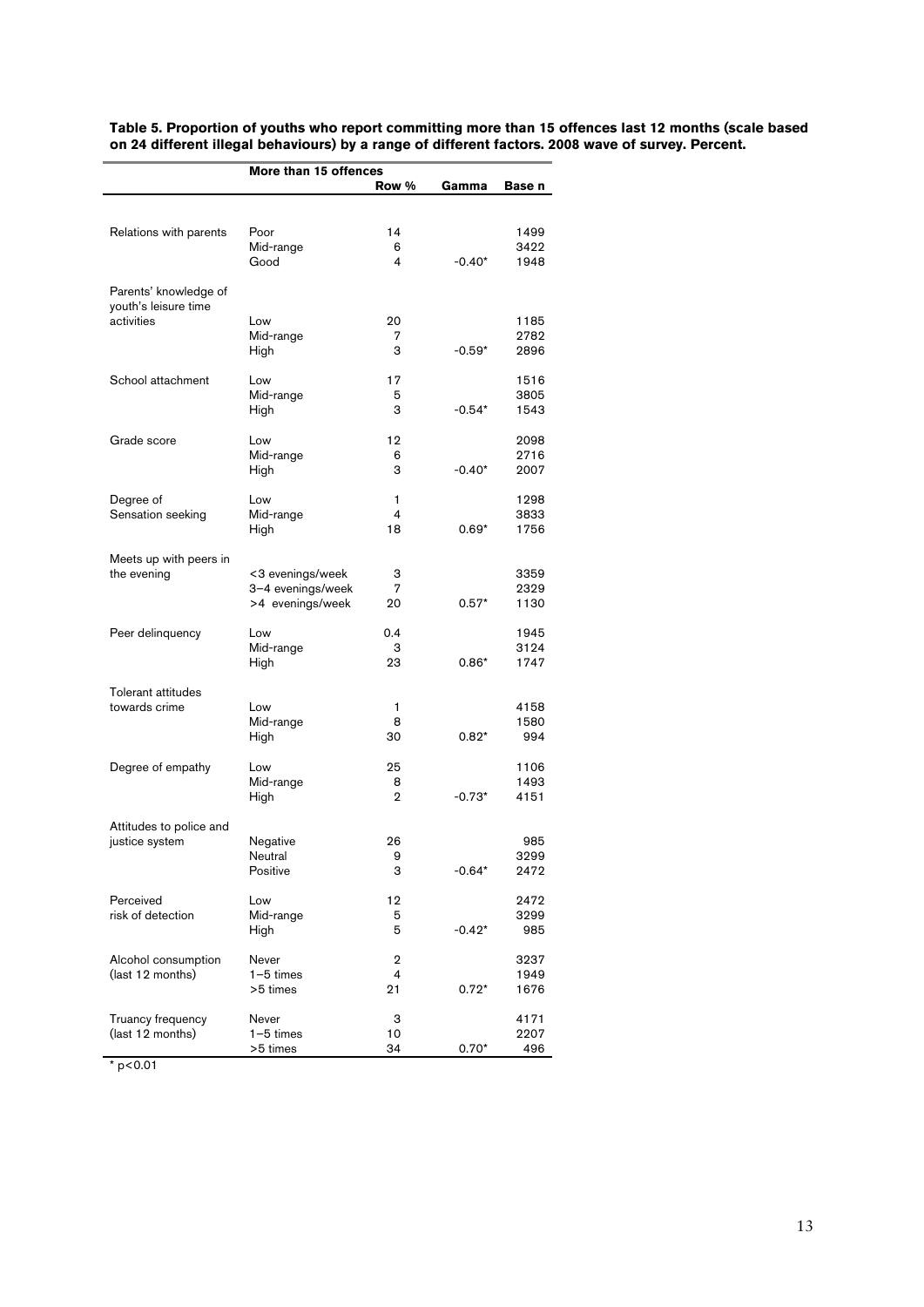**Table 5. Proportion of youths who report committing more than 15 offences last 12 months (scale based on 24 different illegal behaviours) by a range of different factors. 2008 wave of survey. Percent.**

| | More than 15 offences | | | |
|---|---|---|---|---|
| | | Row % | Gamma | Base n |
| Relations with parents | Poor | 14 | | 1499 |
| | Mid-range | 6 | | 3422 |
| | Good | 4 | -0.40* | 1948 |
| Parents' knowledge of youth's leisure time activities | Low | 20 | | 1185 |
| | Mid-range | 7 | | 2782 |
| | High | 3 | -0.59* | 2896 |
| School attachment | Low | 17 | | 1516 |
| | Mid-range | 5 | | 3805 |
| | High | 3 | -0.54* | 1543 |
| Grade score | Low | 12 | | 2098 |
| | Mid-range | 6 | | 2716 |
| | High | 3 | -0.40* | 2007 |
| Degree of Sensation seeking | Low | 1 | | 1298 |
| | Mid-range | 4 | | 3833 |
| | High | 18 | 0.69* | 1756 |
| Meets up with peers in the evening | <3 evenings/week | 3 | | 3359 |
| | 3–4 evenings/week | 7 | | 2329 |
| | >4 evenings/week | 20 | 0.57* | 1130 |
| Peer delinquency | Low | 0.4 | | 1945 |
| | Mid-range | 3 | | 3124 |
| | High | 23 | 0.86* | 1747 |
| Tolerant attitudes towards crime | Low | 1 | | 4158 |
| | Mid-range | 8 | | 1580 |
| | High | 30 | 0.82* | 994 |
| Degree of empathy | Low | 25 | | 1106 |
| | Mid-range | 8 | | 1493 |
| | High | 2 | -0.73* | 4151 |
| Attitudes to police and justice system | Negative | 26 | | 985 |
| | Neutral | 9 | | 3299 |
| | Positive | 3 | -0.64* | 2472 |
| Perceived risk of detection | Low | 12 | | 2472 |
| | Mid-range | 5 | | 3299 |
| | High | 5 | -0.42* | 985 |
| Alcohol consumption (last 12 months) | Never | 2 | | 3237 |
| | 1–5 times | 4 | | 1949 |
| | >5 times | 21 | 0.72* | 1676 |
| Truancy frequency (last 12 months) | Never | 3 | | 4171 |
| | 1–5 times | 10 | | 2207 |
| | >5 times | 34 | 0.70* | 496 |

* $p<0.01$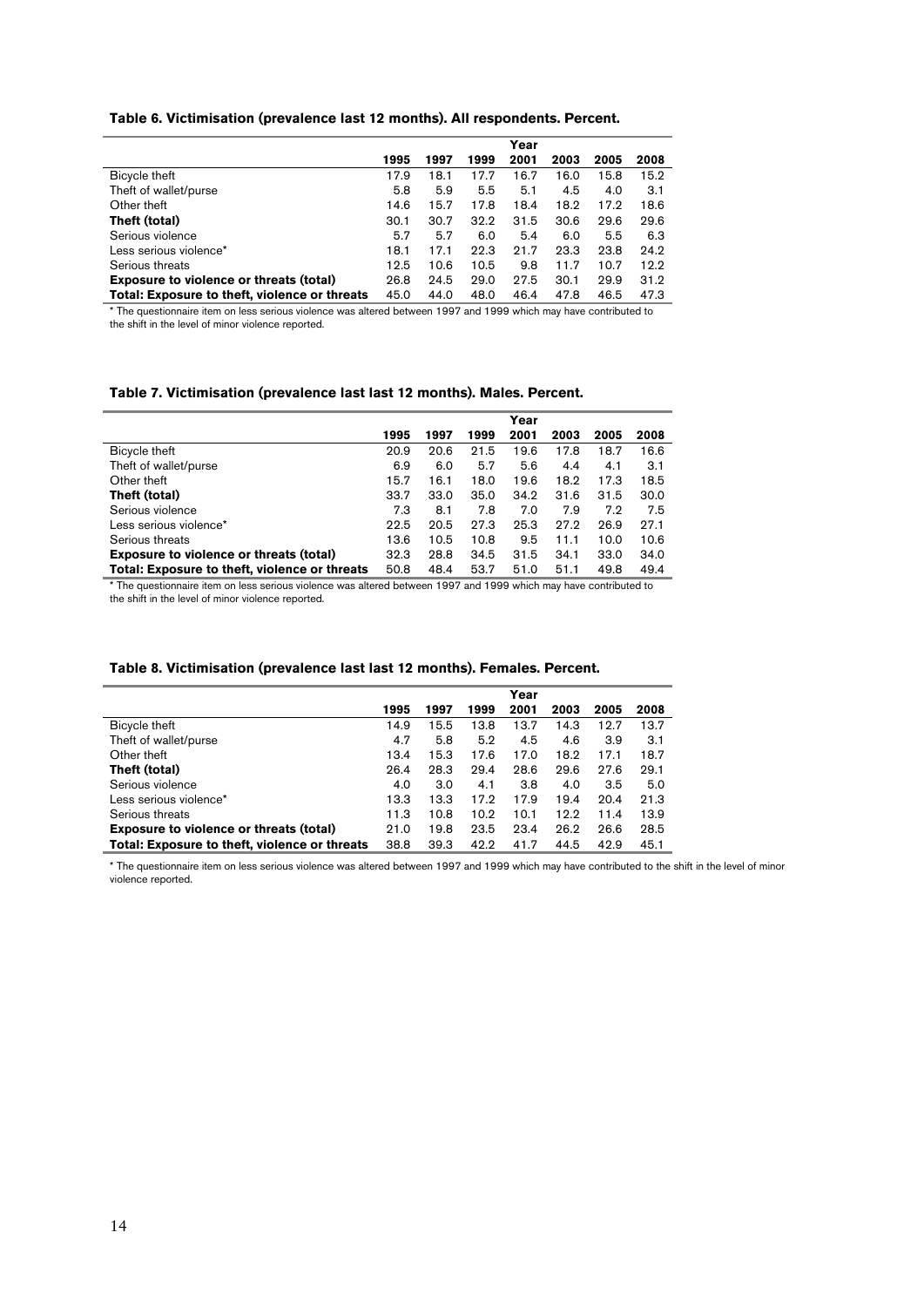**Table 6. Victimisation (prevalence last 12 months). All respondents. Percent.**

| | 1995 | 1997 | 1999 | 2001 | 2003 | 2005 | 2008 |
|---|---|---|---|---|---|---|---|
| Bicycle theft | 17.9 | 18.1 | 17.7 | 16.7 | 16.0 | 15.8 | 15.2 |
| Theft of wallet/purse | 5.8 | 5.9 | 5.5 | 5.1 | 4.5 | 4.0 | 3.1 |
| Other theft | 14.6 | 15.7 | 17.8 | 18.4 | 18.2 | 17.2 | 18.6 |
| **Theft (total)** | 30.1 | 30.7 | 32.2 | 31.5 | 30.6 | 29.6 | 29.6 |
| Serious violence | 5.7 | 5.7 | 6.0 | 5.4 | 6.0 | 5.5 | 6.3 |
| Less serious violence* | 18.1 | 17.1 | 22.3 | 21.7 | 23.3 | 23.8 | 24.2 |
| Serious threats | 12.5 | 10.6 | 10.5 | 9.8 | 11.7 | 10.7 | 12.2 |
| **Exposure to violence or threats (total)** | 26.8 | 24.5 | 29.0 | 27.5 | 30.1 | 29.9 | 31.2 |
| **Total: Exposure to theft, violence or threats** | 45.0 | 44.0 | 48.0 | 46.4 | 47.8 | 46.5 | 47.3 |

* The questionnaire item on less serious violence was altered between 1997 and 1999 which may have contributed to the shift in the level of minor violence reported.

**Table 7. Victimisation (prevalence last last 12 months). Males. Percent.**

| | 1995 | 1997 | 1999 | 2001 | 2003 | 2005 | 2008 |
|---|---|---|---|---|---|---|---|
| Bicycle theft | 20.9 | 20.6 | 21.5 | 19.6 | 17.8 | 18.7 | 16.6 |
| Theft of wallet/purse | 6.9 | 6.0 | 5.7 | 5.6 | 4.4 | 4.1 | 3.1 |
| Other theft | 15.7 | 16.1 | 18.0 | 19.6 | 18.2 | 17.3 | 18.5 |
| **Theft (total)** | 33.7 | 33.0 | 35.0 | 34.2 | 31.6 | 31.5 | 30.0 |
| Serious violence | 7.3 | 8.1 | 7.8 | 7.0 | 7.9 | 7.2 | 7.5 |
| Less serious violence* | 22.5 | 20.5 | 27.3 | 25.3 | 27.2 | 26.9 | 27.1 |
| Serious threats | 13.6 | 10.5 | 10.8 | 9.5 | 11.1 | 10.0 | 10.6 |
| **Exposure to violence or threats (total)** | 32.3 | 28.8 | 34.5 | 31.5 | 34.1 | 33.0 | 34.0 |
| **Total: Exposure to theft, violence or threats** | 50.8 | 48.4 | 53.7 | 51.0 | 51.1 | 49.8 | 49.4 |

* The questionnaire item on less serious violence was altered between 1997 and 1999 which may have contributed to the shift in the level of minor violence reported.

**Table 8. Victimisation (prevalence last last 12 months). Females. Percent.**

| | 1995 | 1997 | 1999 | 2001 | 2003 | 2005 | 2008 |
|---|---|---|---|---|---|---|---|
| Bicycle theft | 14.9 | 15.5 | 13.8 | 13.7 | 14.3 | 12.7 | 13.7 |
| Theft of wallet/purse | 4.7 | 5.8 | 5.2 | 4.5 | 4.6 | 3.9 | 3.1 |
| Other theft | 13.4 | 15.3 | 17.6 | 17.0 | 18.2 | 17.1 | 18.7 |
| **Theft (total)** | 26.4 | 28.3 | 29.4 | 28.6 | 29.6 | 27.6 | 29.1 |
| Serious violence | 4.0 | 3.0 | 4.1 | 3.8 | 4.0 | 3.5 | 5.0 |
| Less serious violence* | 13.3 | 13.3 | 17.2 | 17.9 | 19.4 | 20.4 | 21.3 |
| Serious threats | 11.3 | 10.8 | 10.2 | 10.1 | 12.2 | 11.4 | 13.9 |
| **Exposure to violence or threats (total)** | 21.0 | 19.8 | 23.5 | 23.4 | 26.2 | 26.6 | 28.5 |
| **Total: Exposure to theft, violence or threats** | 38.8 | 39.3 | 42.2 | 41.7 | 44.5 | 42.9 | 45.1 |

* The questionnaire item on less serious violence was altered between 1997 and 1999 which may have contributed to the shift in the level of minor violence reported.